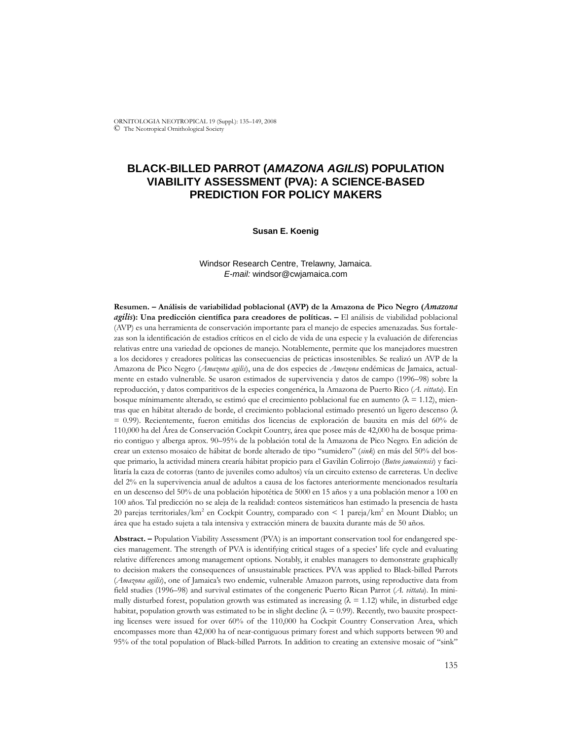# BLACK-BILLED PARROT (*AMAZONA AGILIS*) POPULATION VIABILITY ASSESSMENT (PVA): A SCIENCE-BASED PREDICTION FOR POLICY MAKERS

**Susan E. Koenig**

Windsor Research Centre, Trelawny, Jamaica.
*E-mail:* windsor@cwjamaica.com

**Resumen. – Análisis de variabilidad poblacional (AVP) de la Amazona de Pico Negro (*Amazona agilis*): Una predicción científica para creadores de políticas. –** El análisis de viabilidad poblacional (AVP) es una herramienta de conservación importante para el manejo de especies amenazadas. Sus fortalezas son la identificación de estadios críticos en el ciclo de vida de una especie y la evaluación de diferencias relativas entre una variedad de opciones de manejo. Notablemente, permite que los manejadores muestren a los decidores y creadores políticas las consecuencias de prácticas insostenibles. Se realizó un AVP de la Amazona de Pico Negro (*Amazona agilis*), una de dos especies de *Amazona* endémicas de Jamaica, actualmente en estado vulnerable. Se usaron estimados de supervivencia y datos de campo (1996–98) sobre la reproducción, y datos comparitivos de la especies congenérica, la Amazona de Puerto Rico (*A. vittata*). En bosque mínimamente alterado, se estimó que el crecimiento poblacional fue en aumento ($\lambda = 1.12$), mientras que en hábitat alterado de borde, el crecimiento poblacional estimado presentó un ligero descenso ($\lambda = 0.99$). Recientemente, fueron emitidas dos licencias de exploración de bauxita en más del 60% de 110,000 ha del Área de Conservación Cockpit Country, área que posee más de 42,000 ha de bosque primario contiguo y alberga aprox. 90–95% de la población total de la Amazona de Pico Negro. En adición de crear un extenso mosaico de hábitat de borde alterado de tipo "sumidero" (*sink*) en más del 50% del bosque primario, la actividad minera crearía hábitat propicio para el Gavilán Colirrojo (*Buteo jamaicensis*) y facilitaría la caza de cotorras (tanto de juveniles como adultos) vía un circuito extenso de carreteras. Un declive del 2% en la supervivencia anual de adultos a causa de los factores anteriormente mencionados resultaría en un descenso del 50% de una población hipotética de 5000 en 15 años y a una población menor a 100 en 100 años. Tal predicción no se aleja de la realidad: conteos sistemáticos han estimado la presencia de hasta 20 parejas territoriales/km$^2$ en Cockpit Country, comparado con < 1 pareja/km$^2$ en Mount Diablo; un área que ha estado sujeta a tala intensiva y extracción minera de bauxita durante más de 50 años.

**Abstract. –** Population Viability Assessment (PVA) is an important conservation tool for endangered species management. The strength of PVA is identifying critical stages of a species' life cycle and evaluating relative differences among management options. Notably, it enables managers to demonstrate graphically to decision makers the consequences of unsustainable practices. PVA was applied to Black-billed Parrots (*Amazona agilis*), one of Jamaica's two endemic, vulnerable Amazon parrots, using reproductive data from field studies (1996–98) and survival estimates of the congeneric Puerto Rican Parrot (*A. vittata*). In minimally disturbed forest, population growth was estimated as increasing ($\lambda = 1.12$) while, in disturbed edge habitat, population growth was estimated to be in slight decline ($\lambda = 0.99$). Recently, two bauxite prospecting licenses were issued for over 60% of the 110,000 ha Cockpit Country Conservation Area, which encompasses more than 42,000 ha of near-contiguous primary forest and which supports between 90 and 95% of the total population of Black-billed Parrots. In addition to creating an extensive mosaic of "sink"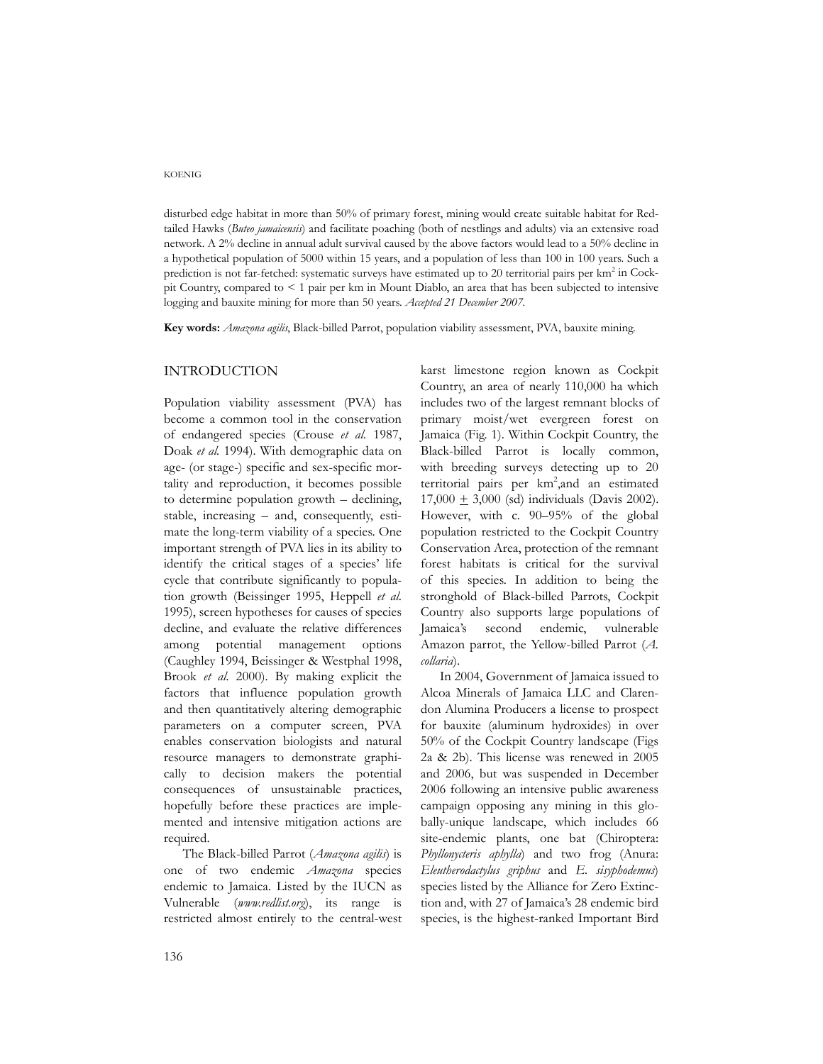disturbed edge habitat in more than 50% of primary forest, mining would create suitable habitat for Red-tailed Hawks (*Buteo jamaicensis*) and facilitate poaching (both of nestlings and adults) via an extensive road network. A 2% decline in annual adult survival caused by the above factors would lead to a 50% decline in a hypothetical population of 5000 within 15 years, and a population of less than 100 in 100 years. Such a prediction is not far-fetched: systematic surveys have estimated up to 20 territorial pairs per km$^2$ in Cockpit Country, compared to < 1 pair per km in Mount Diablo, an area that has been subjected to intensive logging and bauxite mining for more than 50 years. *Accepted 21 December 2007.*

**Key words:** *Amazona agilis*, Black-billed Parrot, population viability assessment, PVA, bauxite mining.

## INTRODUCTION

Population viability assessment (PVA) has become a common tool in the conservation of endangered species (Crouse *et al.* 1987, Doak *et al.* 1994). With demographic data on age- (or stage-) specific and sex-specific mortality and reproduction, it becomes possible to determine population growth – declining, stable, increasing – and, consequently, estimate the long-term viability of a species. One important strength of PVA lies in its ability to identify the critical stages of a species' life cycle that contribute significantly to population growth (Beissinger 1995, Heppell *et al.* 1995), screen hypotheses for causes of species decline, and evaluate the relative differences among potential management options (Caughley 1994, Beissinger & Westphal 1998, Brook *et al.* 2000). By making explicit the factors that influence population growth and then quantitatively altering demographic parameters on a computer screen, PVA enables conservation biologists and natural resource managers to demonstrate graphically to decision makers the potential consequences of unsustainable practices, hopefully before these practices are implemented and intensive mitigation actions are required.

The Black-billed Parrot (*Amazona agilis*) is one of two endemic *Amazona* species endemic to Jamaica. Listed by the IUCN as Vulnerable (*www.redlist.org*), its range is restricted almost entirely to the central-west karst limestone region known as Cockpit Country, an area of nearly 110,000 ha which includes two of the largest remnant blocks of primary moist/wet evergreen forest on Jamaica (Fig. 1). Within Cockpit Country, the Black-billed Parrot is locally common, with breeding surveys detecting up to 20 territorial pairs per km$^2$,and an estimated 17,000 $\pm$ 3,000 (sd) individuals (Davis 2002). However, with c. 90–95% of the global population restricted to the Cockpit Country Conservation Area, protection of the remnant forest habitats is critical for the survival of this species. In addition to being the stronghold of Black-billed Parrots, Cockpit Country also supports large populations of Jamaica's second endemic, vulnerable Amazon parrot, the Yellow-billed Parrot (*A. collaria*).

In 2004, Government of Jamaica issued to Alcoa Minerals of Jamaica LLC and Clarendon Alumina Producers a license to prospect for bauxite (aluminum hydroxides) in over 50% of the Cockpit Country landscape (Figs 2a & 2b). This license was renewed in 2005 and 2006, but was suspended in December 2006 following an intensive public awareness campaign opposing any mining in this globally-unique landscape, which includes 66 site-endemic plants, one bat (Chiroptera: *Phyllonycteris aphylla*) and two frog (Anura: *Eleutherodactylus griphus* and *E. sisyphodemus*) species listed by the Alliance for Zero Extinction and, with 27 of Jamaica's 28 endemic bird species, is the highest-ranked Important Bird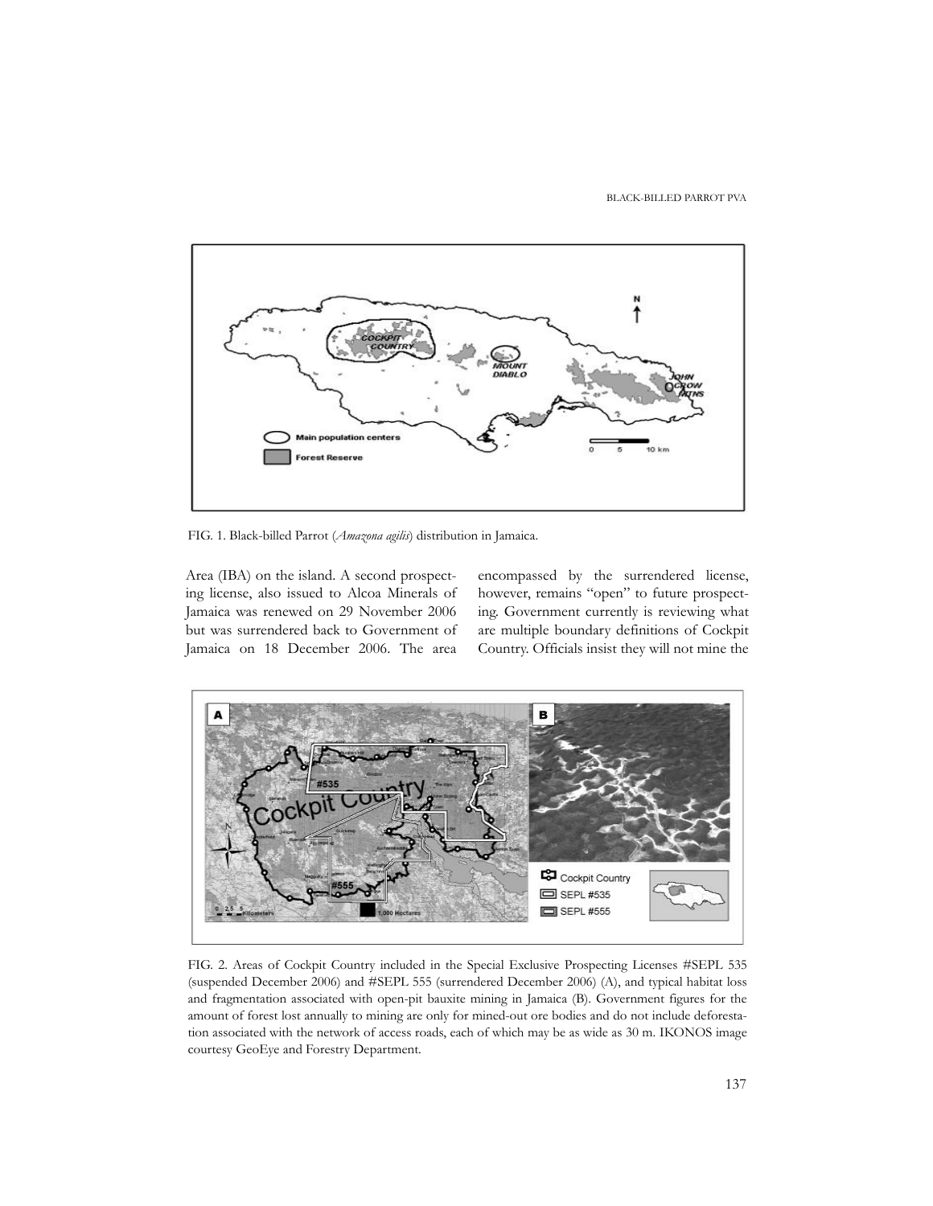FIG. 1. Black-billed Parrot (*Amazona agilis*) distribution in Jamaica.

Area (IBA) on the island. A second prospecting license, also issued to Alcoa Minerals of Jamaica was renewed on 29 November 2006 but was surrendered back to Government of Jamaica on 18 December 2006. The area encompassed by the surrendered license, however, remains "open" to future prospecting. Government currently is reviewing what are multiple boundary definitions of Cockpit Country. Officials insist they will not mine the

FIG. 2. Areas of Cockpit Country included in the Special Exclusive Prospecting Licenses #SEPL 535 (suspended December 2006) and #SEPL 555 (surrendered December 2006) (A), and typical habitat loss and fragmentation associated with open-pit bauxite mining in Jamaica (B). Government figures for the amount of forest lost annually to mining are only for mined-out ore bodies and do not include deforestation associated with the network of access roads, each of which may be as wide as 30 m. IKONOS image courtesy GeoEye and Forestry Department.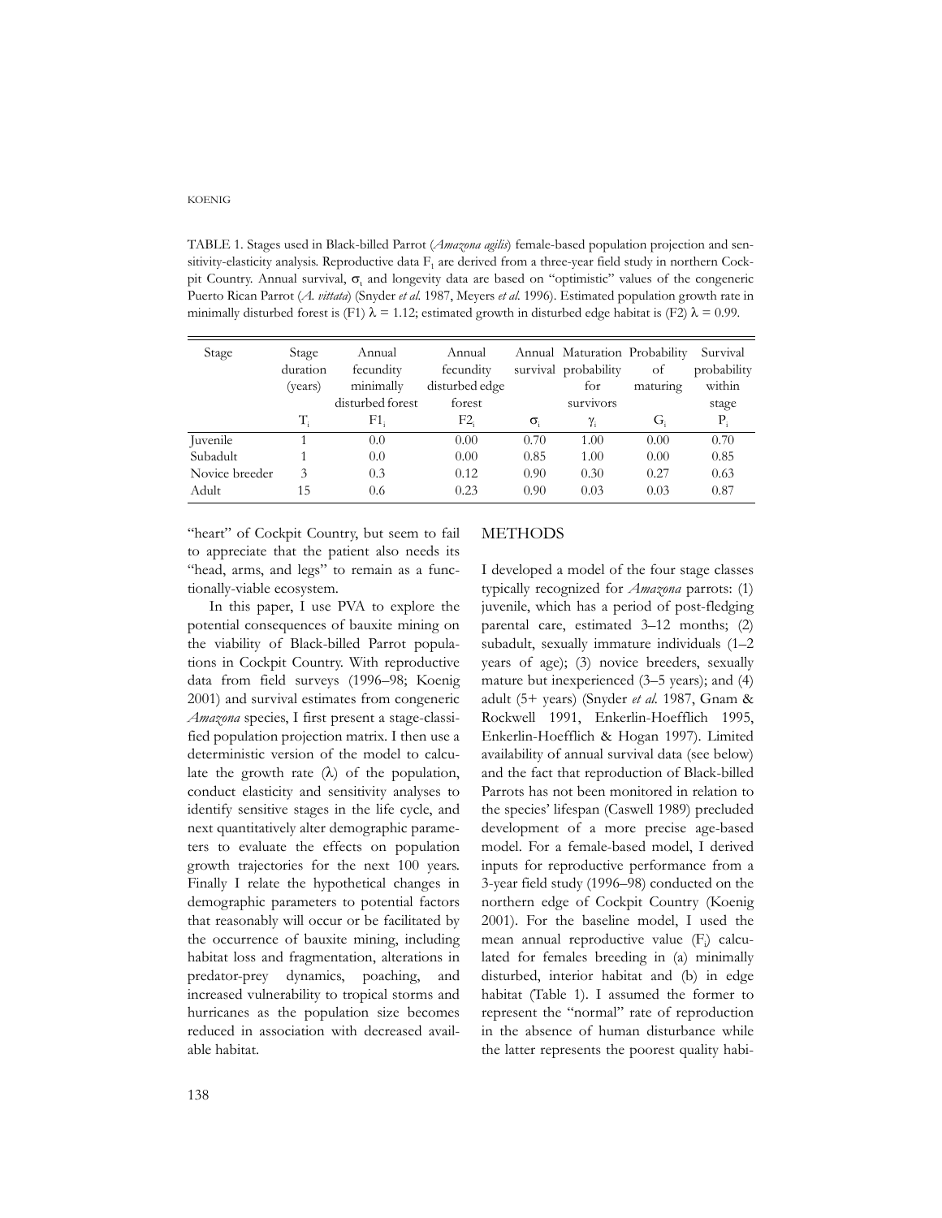TABLE 1. Stages used in Black-billed Parrot (*Amazona agilis*) female-based population projection and sensitivity-elasticity analysis. Reproductive data $F_i$ are derived from a three-year field study in northern Cockpit Country. Annual survival, $\sigma_i$ and longevity data are based on "optimistic" values of the congeneric Puerto Rican Parrot (*A. vittata*) (Snyder *et al.* 1987, Meyers *et al.* 1996). Estimated population growth rate in minimally disturbed forest is (F1) $\lambda$ = 1.12; estimated growth in disturbed edge habitat is (F2) $\lambda$ = 0.99.

| Stage | Stage duration (years) $T_i$ | Annual fecundity minimally disturbed forest $F1_i$ | Annual fecundity disturbed edge forest $F2_i$ | Annual survival $\sigma_i$ | Maturation probability for survivors $\gamma_i$ | Probability of maturing $G_i$ | Survival probability within stage $P_i$ |
|---|---|---|---|---|---|---|---|
| Juvenile | 1 | 0.0 | 0.00 | 0.70 | 1.00 | 0.00 | 0.70 |
| Subadult | 1 | 0.0 | 0.00 | 0.85 | 1.00 | 0.00 | 0.85 |
| Novice breeder | 3 | 0.3 | 0.12 | 0.90 | 0.30 | 0.27 | 0.63 |
| Adult | 15 | 0.6 | 0.23 | 0.90 | 0.03 | 0.03 | 0.87 |

"heart" of Cockpit Country, but seem to fail to appreciate that the patient also needs its "head, arms, and legs" to remain as a functionally-viable ecosystem.

In this paper, I use PVA to explore the potential consequences of bauxite mining on the viability of Black-billed Parrot populations in Cockpit Country. With reproductive data from field surveys (1996–98; Koenig 2001) and survival estimates from congeneric *Amazona* species, I first present a stage-classified population projection matrix. I then use a deterministic version of the model to calculate the growth rate ($\lambda$) of the population, conduct elasticity and sensitivity analyses to identify sensitive stages in the life cycle, and next quantitatively alter demographic parameters to evaluate the effects on population growth trajectories for the next 100 years. Finally I relate the hypothetical changes in demographic parameters to potential factors that reasonably will occur or be facilitated by the occurrence of bauxite mining, including habitat loss and fragmentation, alterations in predator-prey dynamics, poaching, and increased vulnerability to tropical storms and hurricanes as the population size becomes reduced in association with decreased available habitat.

## METHODS

I developed a model of the four stage classes typically recognized for *Amazona* parrots: (1) juvenile, which has a period of post-fledging parental care, estimated 3–12 months; (2) subadult, sexually immature individuals (1–2 years of age); (3) novice breeders, sexually mature but inexperienced (3–5 years); and (4) adult (5+ years) (Snyder *et al.* 1987, Gnam & Rockwell 1991, Enkerlin-Hoefflich 1995, Enkerlin-Hoefflich & Hogan 1997). Limited availability of annual survival data (see below) and the fact that reproduction of Black-billed Parrots has not been monitored in relation to the species' lifespan (Caswell 1989) precluded development of a more precise age-based model. For a female-based model, I derived inputs for reproductive performance from a 3-year field study (1996–98) conducted on the northern edge of Cockpit Country (Koenig 2001). For the baseline model, I used the mean annual reproductive value ($F_i$) calculated for females breeding in (a) minimally disturbed, interior habitat and (b) in edge habitat (Table 1). I assumed the former to represent the "normal" rate of reproduction in the absence of human disturbance while the latter represents the poorest quality habi-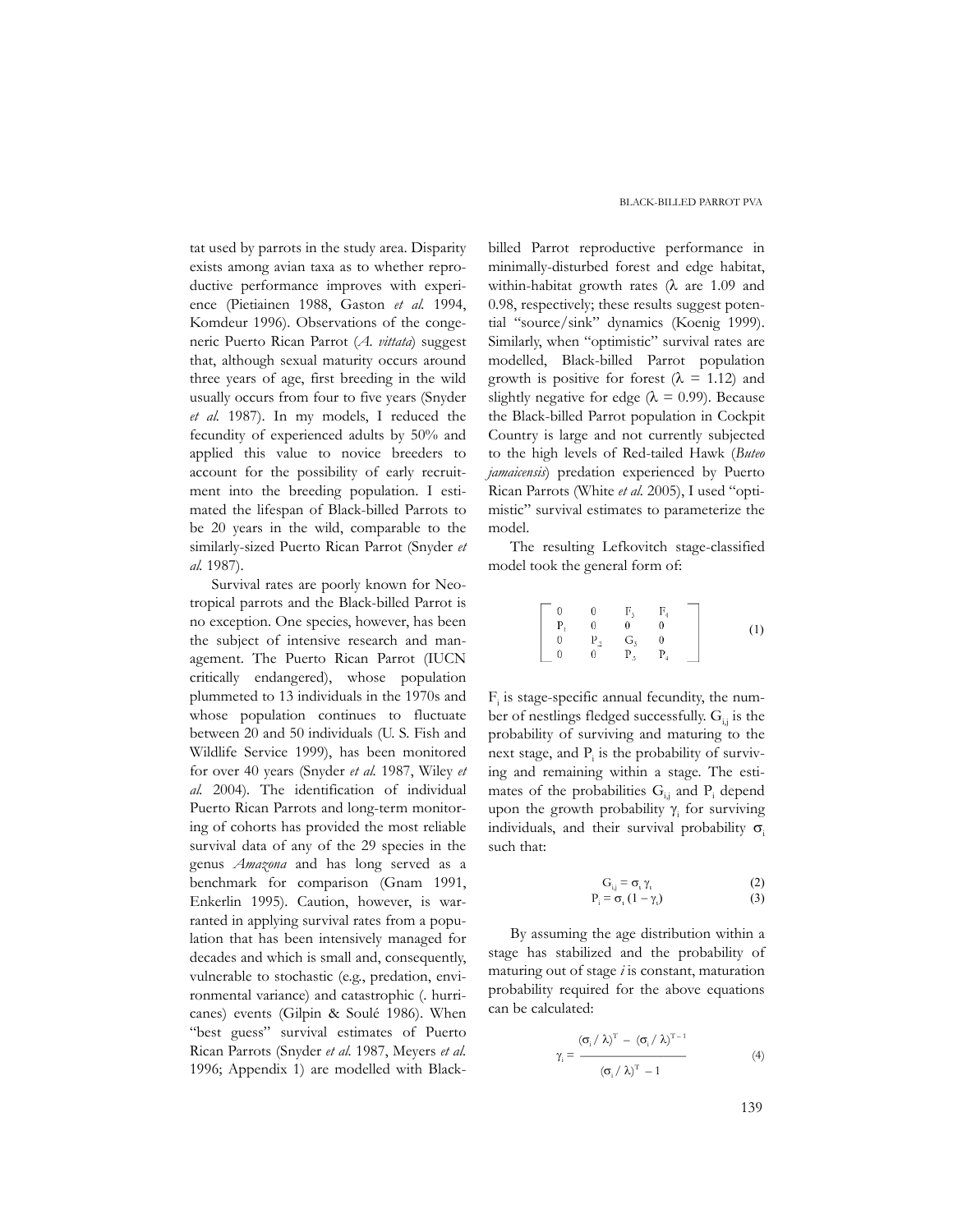tat used by parrots in the study area. Disparity exists among avian taxa as to whether reproductive performance improves with experience (Pietiainen 1988, Gaston *et al.* 1994, Komdeur 1996). Observations of the congeneric Puerto Rican Parrot (*A. vittata*) suggest that, although sexual maturity occurs around three years of age, first breeding in the wild usually occurs from four to five years (Snyder *et al.* 1987). In my models, I reduced the fecundity of experienced adults by 50% and applied this value to novice breeders to account for the possibility of early recruitment into the breeding population. I estimated the lifespan of Black-billed Parrots to be 20 years in the wild, comparable to the similarly-sized Puerto Rican Parrot (Snyder *et al.* 1987).

Survival rates are poorly known for Neotropical parrots and the Black-billed Parrot is no exception. One species, however, has been the subject of intensive research and management. The Puerto Rican Parrot (IUCN critically endangered), whose population plummeted to 13 individuals in the 1970s and whose population continues to fluctuate between 20 and 50 individuals (U. S. Fish and Wildlife Service 1999), has been monitored for over 40 years (Snyder *et al.* 1987, Wiley *et al.* 2004). The identification of individual Puerto Rican Parrots and long-term monitoring of cohorts has provided the most reliable survival data of any of the 29 species in the genus *Amazona* and has long served as a benchmark for comparison (Gnam 1991, Enkerlin 1995). Caution, however, is warranted in applying survival rates from a population that has been intensively managed for decades and which is small and, consequently, vulnerable to stochastic (e.g., predation, environmental variance) and catastrophic (. hurricanes) events (Gilpin & Soulé 1986). When "best guess" survival estimates of Puerto Rican Parrots (Snyder *et al.* 1987, Meyers *et al.* 1996; Appendix 1) are modelled with Black-billed Parrot reproductive performance in minimally-disturbed forest and edge habitat, within-habitat growth rates ($\lambda$ are 1.09 and 0.98, respectively; these results suggest potential "source/sink" dynamics (Koenig 1999). Similarly, when "optimistic" survival rates are modelled, Black-billed Parrot population growth is positive for forest ($\lambda$ = 1.12) and slightly negative for edge ($\lambda$ = 0.99). Because the Black-billed Parrot population in Cockpit Country is large and not currently subjected to the high levels of Red-tailed Hawk (*Buteo jamaicensis*) predation experienced by Puerto Rican Parrots (White *et al.* 2005), I used "optimistic" survival estimates to parameterize the model.

The resulting Lefkovitch stage-classified model took the general form of:

$$\begin{bmatrix} 0 & 0 & F_3 & F_4 \\ P_1 & 0 & 0 & 0 \\ 0 & P_2 & G_3 & 0 \\ 0 & 0 & P_3 & P_4 \end{bmatrix} \tag{1}$$

$F_i$ is stage-specific annual fecundity, the number of nestlings fledged successfully. $G_{i,j}$ is the probability of surviving and maturing to the next stage, and $P_i$ is the probability of surviving and remaining within a stage. The estimates of the probabilities $G_{i,j}$ and $P_i$ depend upon the growth probability $\gamma_i$ for surviving individuals, and their survival probability $\sigma_i$ such that:

$$G_{i,j} = \sigma_i \gamma_i \tag{2}$$

$$P_i = \sigma_i (1 - \gamma_i) \tag{3}$$

By assuming the age distribution within a stage has stabilized and the probability of maturing out of stage *i* is constant, maturation probability required for the above equations can be calculated:

$$\gamma_i = \frac{(\sigma_i / \lambda)^T - (\sigma_i / \lambda)^{T-1}}{(\sigma_i / \lambda)^T - 1} \tag{4}$$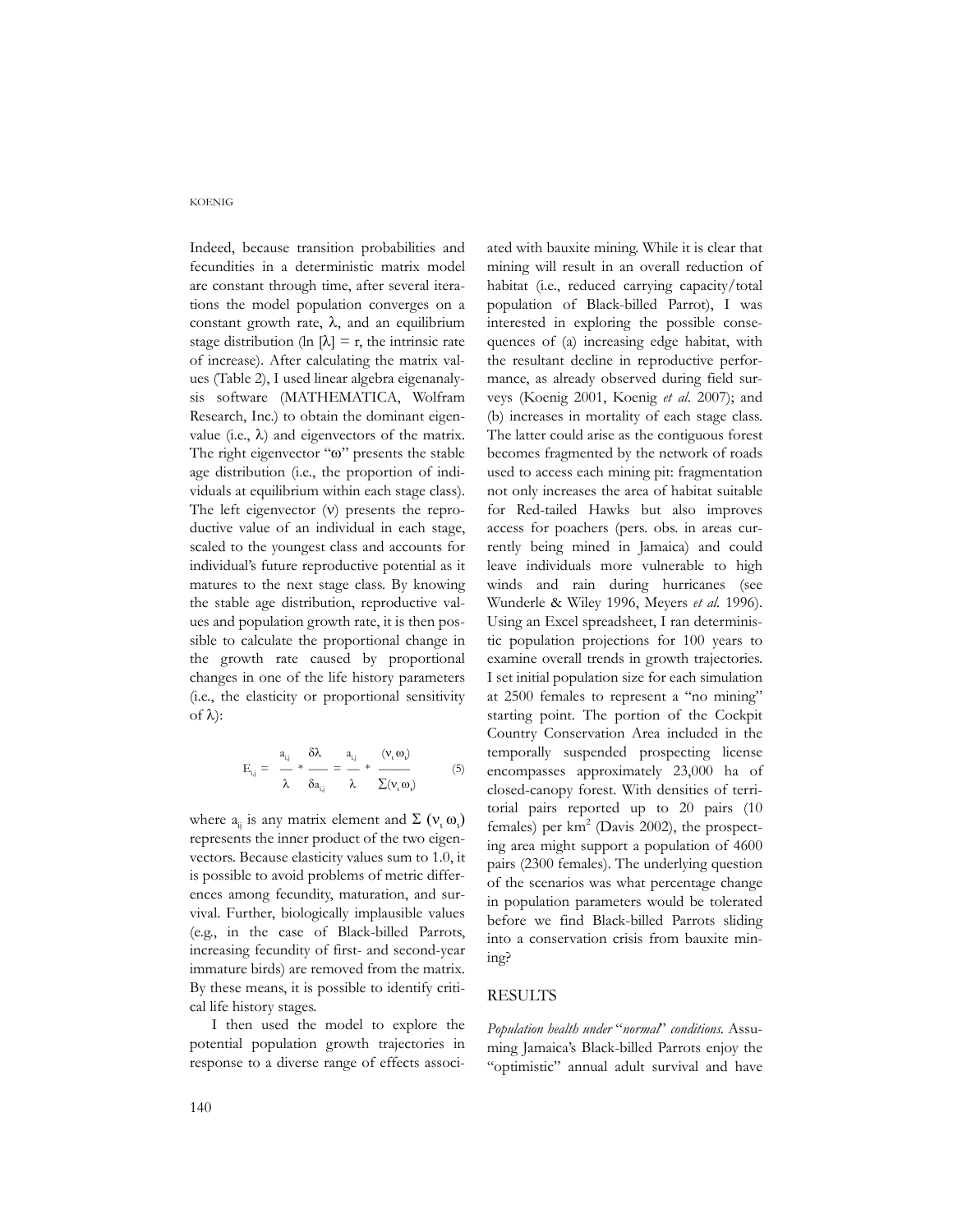Indeed, because transition probabilities and fecundities in a deterministic matrix model are constant through time, after several iterations the model population converges on a constant growth rate, $\lambda$, and an equilibrium stage distribution ($\ln[\lambda] = r$, the intrinsic rate of increase). After calculating the matrix values (Table 2), I used linear algebra eigenanalysis software (MATHEMATICA, Wolfram Research, Inc.) to obtain the dominant eigenvalue (i.e., $\lambda$) and eigenvectors of the matrix. The right eigenvector "$\omega$" presents the stable age distribution (i.e., the proportion of individuals at equilibrium within each stage class). The left eigenvector ($\nu$) presents the reproductive value of an individual in each stage, scaled to the youngest class and accounts for individual's future reproductive potential as it matures to the next stage class. By knowing the stable age distribution, reproductive values and population growth rate, it is then possible to calculate the proportional change in the growth rate caused by proportional changes in one of the life history parameters (i.e., the elasticity or proportional sensitivity of $\lambda$):

$$E_{i,j} = \frac{a_{i,j}}{\lambda} * \frac{\delta\lambda}{\delta a_{i,j}} = \frac{a_{i,j}}{\lambda} * \frac{(\nu_i \, \omega_i)}{\Sigma(\nu_i \, \omega_i)} \qquad (5)$$

where $a_{ij}$ is any matrix element and $\Sigma\,(\nu_i\,\omega_i)$ represents the inner product of the two eigenvectors. Because elasticity values sum to 1.0, it is possible to avoid problems of metric differences among fecundity, maturation, and survival. Further, biologically implausible values (e.g., in the case of Black-billed Parrots, increasing fecundity of first- and second-year immature birds) are removed from the matrix. By these means, it is possible to identify critical life history stages.

I then used the model to explore the potential population growth trajectories in response to a diverse range of effects associated with bauxite mining. While it is clear that mining will result in an overall reduction of habitat (i.e., reduced carrying capacity/total population of Black-billed Parrot), I was interested in exploring the possible consequences of (a) increasing edge habitat, with the resultant decline in reproductive performance, as already observed during field surveys (Koenig 2001, Koenig *et al*. 2007); and (b) increases in mortality of each stage class. The latter could arise as the contiguous forest becomes fragmented by the network of roads used to access each mining pit: fragmentation not only increases the area of habitat suitable for Red-tailed Hawks but also improves access for poachers (pers. obs. in areas currently being mined in Jamaica) and could leave individuals more vulnerable to high winds and rain during hurricanes (see Wunderle & Wiley 1996, Meyers *et al.* 1996). Using an Excel spreadsheet, I ran deterministic population projections for 100 years to examine overall trends in growth trajectories. I set initial population size for each simulation at 2500 females to represent a "no mining" starting point. The portion of the Cockpit Country Conservation Area included in the temporally suspended prospecting license encompasses approximately 23,000 ha of closed-canopy forest. With densities of territorial pairs reported up to 20 pairs (10 females) per km$^2$ (Davis 2002), the prospecting area might support a population of 4600 pairs (2300 females). The underlying question of the scenarios was what percentage change in population parameters would be tolerated before we find Black-billed Parrots sliding into a conservation crisis from bauxite mining?

## RESULTS

*Population health under "normal" conditions*. Assuming Jamaica's Black-billed Parrots enjoy the "optimistic" annual adult survival and have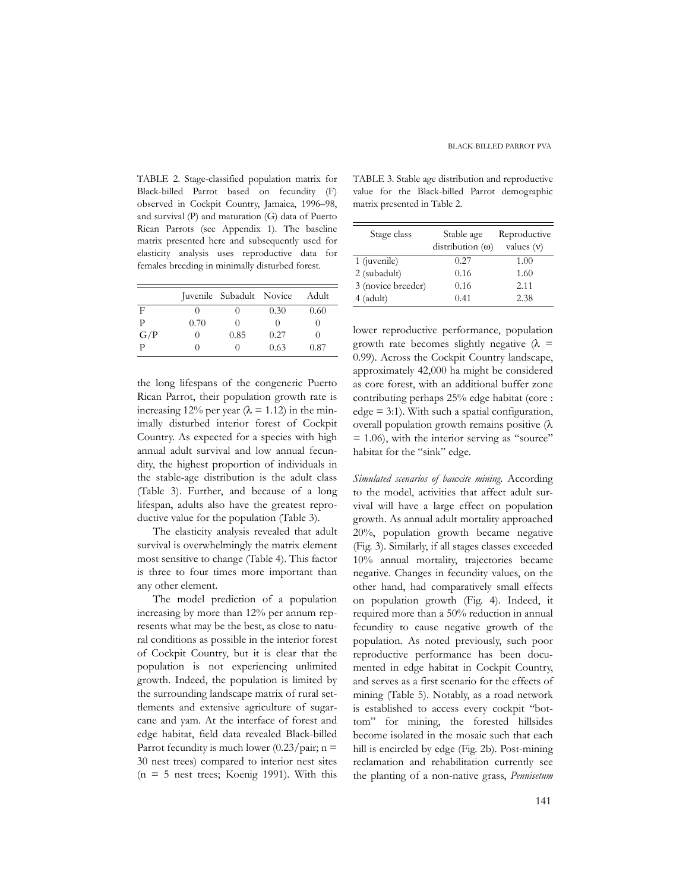TABLE 2. Stage-classified population matrix for Black-billed Parrot based on fecundity (F) observed in Cockpit Country, Jamaica, 1996–98, and survival (P) and maturation (G) data of Puerto Rican Parrots (see Appendix 1). The baseline matrix presented here and subsequently used for elasticity analysis uses reproductive data for females breeding in minimally disturbed forest.

| | Juvenile | Subadult | Novice | Adult |
|---|---|---|---|---|
| F | 0 | 0 | 0.30 | 0.60 |
| P | 0.70 | 0 | 0 | 0 |
| G/P | 0 | 0.85 | 0.27 | 0 |
| P | 0 | 0 | 0.63 | 0.87 |

the long lifespans of the congeneric Puerto Rican Parrot, their population growth rate is increasing 12% per year ($\lambda = 1.12$) in the minimally disturbed interior forest of Cockpit Country. As expected for a species with high annual adult survival and low annual fecundity, the highest proportion of individuals in the stable-age distribution is the adult class (Table 3). Further, and because of a long lifespan, adults also have the greatest reproductive value for the population (Table 3).

The elasticity analysis revealed that adult survival is overwhelmingly the matrix element most sensitive to change (Table 4). This factor is three to four times more important than any other element.

The model prediction of a population increasing by more than 12% per annum represents what may be the best, as close to natural conditions as possible in the interior forest of Cockpit Country, but it is clear that the population is not experiencing unlimited growth. Indeed, the population is limited by the surrounding landscape matrix of rural settlements and extensive agriculture of sugarcane and yam. At the interface of forest and edge habitat, field data revealed Black-billed Parrot fecundity is much lower (0.23/pair; n = 30 nest trees) compared to interior nest sites (n = 5 nest trees; Koenig 1991). With this

TABLE 3. Stable age distribution and reproductive value for the Black-billed Parrot demographic matrix presented in Table 2.

| Stage class | Stable age distribution ($\omega$) | Reproductive values ($\nu$) |
|---|---|---|
| 1 (juvenile) | 0.27 | 1.00 |
| 2 (subadult) | 0.16 | 1.60 |
| 3 (novice breeder) | 0.16 | 2.11 |
| 4 (adult) | 0.41 | 2.38 |

lower reproductive performance, population growth rate becomes slightly negative ($\lambda = 0.99$). Across the Cockpit Country landscape, approximately 42,000 ha might be considered as core forest, with an additional buffer zone contributing perhaps 25% edge habitat (core : edge = 3:1). With such a spatial configuration, overall population growth remains positive ($\lambda = 1.06$), with the interior serving as "source" habitat for the "sink" edge.

*Simulated scenarios of bauxite mining.* According to the model, activities that affect adult survival will have a large effect on population growth. As annual adult mortality approached 20%, population growth became negative (Fig. 3). Similarly, if all stages classes exceeded 10% annual mortality, trajectories became negative. Changes in fecundity values, on the other hand, had comparatively small effects on population growth (Fig. 4). Indeed, it required more than a 50% reduction in annual fecundity to cause negative growth of the population. As noted previously, such poor reproductive performance has been documented in edge habitat in Cockpit Country, and serves as a first scenario for the effects of mining (Table 5). Notably, as a road network is established to access every cockpit "bottom" for mining, the forested hillsides become isolated in the mosaic such that each hill is encircled by edge (Fig. 2b). Post-mining reclamation and rehabilitation currently see the planting of a non-native grass, *Pennisetum*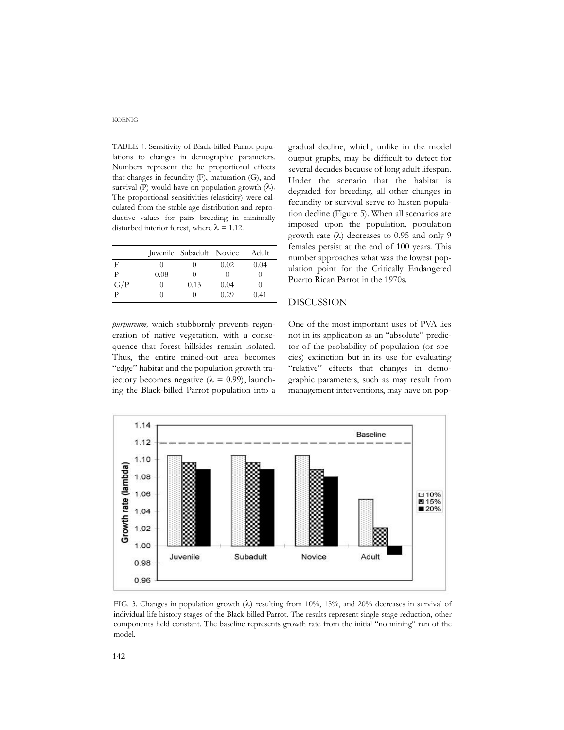TABLE 4. Sensitivity of Black-billed Parrot populations to changes in demographic parameters. Numbers represent the he proportional effects that changes in fecundity (F), maturation (G), and survival (P) would have on population growth ($\lambda$). The proportional sensitivities (elasticity) were calculated from the stable age distribution and reproductive values for pairs breeding in minimally disturbed interior forest, where $\lambda = 1.12$.

| | Juvenile | Subadult | Novice | Adult |
|---|---|---|---|---|
| F | 0 | 0 | 0.02 | 0.04 |
| P | 0.08 | 0 | 0 | 0 |
| G/P | 0 | 0.13 | 0.04 | 0 |
| P | 0 | 0 | 0.29 | 0.41 |

*purpureum,* which stubbornly prevents regeneration of native vegetation, with a consequence that forest hillsides remain isolated. Thus, the entire mined-out area becomes "edge" habitat and the population growth trajectory becomes negative ($\lambda = 0.99$), launching the Black-billed Parrot population into a gradual decline, which, unlike in the model output graphs, may be difficult to detect for several decades because of long adult lifespan. Under the scenario that the habitat is degraded for breeding, all other changes in fecundity or survival serve to hasten population decline (Figure 5). When all scenarios are imposed upon the population, population growth rate ($\lambda$) decreases to 0.95 and only 9 females persist at the end of 100 years. This number approaches what was the lowest population point for the Critically Endangered Puerto Rican Parrot in the 1970s.

## DISCUSSION

One of the most important uses of PVA lies not in its application as an "absolute" predictor of the probability of population (or species) extinction but in its use for evaluating "relative" effects that changes in demographic parameters, such as may result from management interventions, may have on pop-

FIG. 3. Changes in population growth ($\lambda$) resulting from 10%, 15%, and 20% decreases in survival of individual life history stages of the Black-billed Parrot. The results represent single-stage reduction, other components held constant. The baseline represents growth rate from the initial "no mining" run of the model.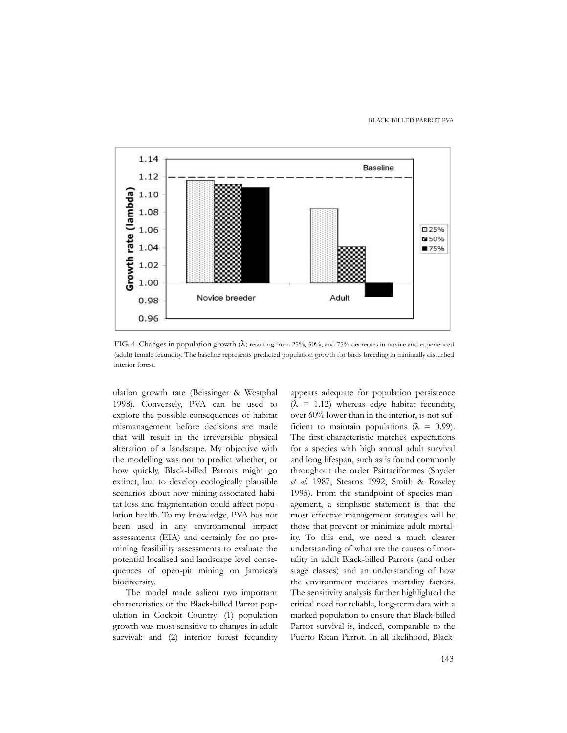FIG. 4. Changes in population growth ($\lambda$) resulting from 25%, 50%, and 75% decreases in novice and experienced (adult) female fecundity. The baseline represents predicted population growth for birds breeding in minimally disturbed interior forest.

ulation growth rate (Beissinger & Westphal 1998). Conversely, PVA can be used to explore the possible consequences of habitat mismanagement before decisions are made that will result in the irreversible physical alteration of a landscape. My objective with the modelling was not to predict whether, or how quickly, Black-billed Parrots might go extinct, but to develop ecologically plausible scenarios about how mining-associated habitat loss and fragmentation could affect population health. To my knowledge, PVA has not been used in any environmental impact assessments (EIA) and certainly for no pre-mining feasibility assessments to evaluate the potential localised and landscape level consequences of open-pit mining on Jamaica's biodiversity.

The model made salient two important characteristics of the Black-billed Parrot population in Cockpit Country: (1) population growth was most sensitive to changes in adult survival; and (2) interior forest fecundity appears adequate for population persistence ($\lambda$ = 1.12) whereas edge habitat fecundity, over 60% lower than in the interior, is not sufficient to maintain populations ($\lambda$ = 0.99). The first characteristic matches expectations for a species with high annual adult survival and long lifespan, such as is found commonly throughout the order Psittaciformes (Snyder *et al.* 1987, Stearns 1992, Smith & Rowley 1995). From the standpoint of species management, a simplistic statement is that the most effective management strategies will be those that prevent or minimize adult mortality. To this end, we need a much clearer understanding of what are the causes of mortality in adult Black-billed Parrots (and other stage classes) and an understanding of how the environment mediates mortality factors. The sensitivity analysis further highlighted the critical need for reliable, long-term data with a marked population to ensure that Black-billed Parrot survival is, indeed, comparable to the Puerto Rican Parrot. In all likelihood, Black-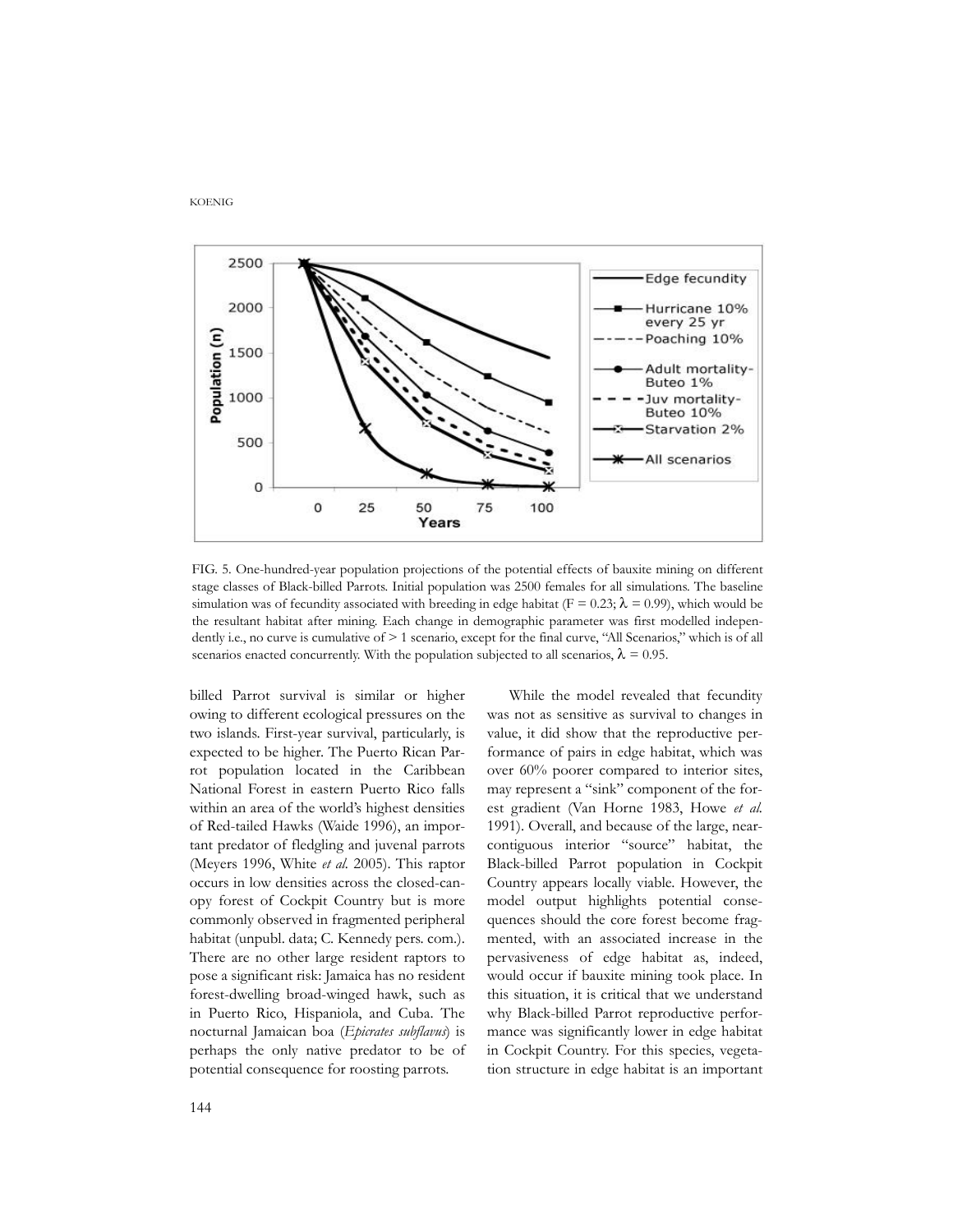FIG. 5. One-hundred-year population projections of the potential effects of bauxite mining on different stage classes of Black-billed Parrots. Initial population was 2500 females for all simulations. The baseline simulation was of fecundity associated with breeding in edge habitat (F = 0.23; $\lambda$ = 0.99), which would be the resultant habitat after mining. Each change in demographic parameter was first modelled independently i.e., no curve is cumulative of > 1 scenario, except for the final curve, "All Scenarios," which is of all scenarios enacted concurrently. With the population subjected to all scenarios, $\lambda$ = 0.95.

billed Parrot survival is similar or higher owing to different ecological pressures on the two islands. First-year survival, particularly, is expected to be higher. The Puerto Rican Parrot population located in the Caribbean National Forest in eastern Puerto Rico falls within an area of the world's highest densities of Red-tailed Hawks (Waide 1996), an important predator of fledgling and juvenal parrots (Meyers 1996, White *et al.* 2005). This raptor occurs in low densities across the closed-canopy forest of Cockpit Country but is more commonly observed in fragmented peripheral habitat (unpubl. data; C. Kennedy pers. com.). There are no other large resident raptors to pose a significant risk: Jamaica has no resident forest-dwelling broad-winged hawk, such as in Puerto Rico, Hispaniola, and Cuba. The nocturnal Jamaican boa (*Epicrates subflavus*) is perhaps the only native predator to be of potential consequence for roosting parrots.

While the model revealed that fecundity was not as sensitive as survival to changes in value, it did show that the reproductive performance of pairs in edge habitat, which was over 60% poorer compared to interior sites, may represent a "sink" component of the forest gradient (Van Horne 1983, Howe *et al.* 1991). Overall, and because of the large, near-contiguous interior "source" habitat, the Black-billed Parrot population in Cockpit Country appears locally viable. However, the model output highlights potential consequences should the core forest become fragmented, with an associated increase in the pervasiveness of edge habitat as, indeed, would occur if bauxite mining took place. In this situation, it is critical that we understand why Black-billed Parrot reproductive performance was significantly lower in edge habitat in Cockpit Country. For this species, vegetation structure in edge habitat is an important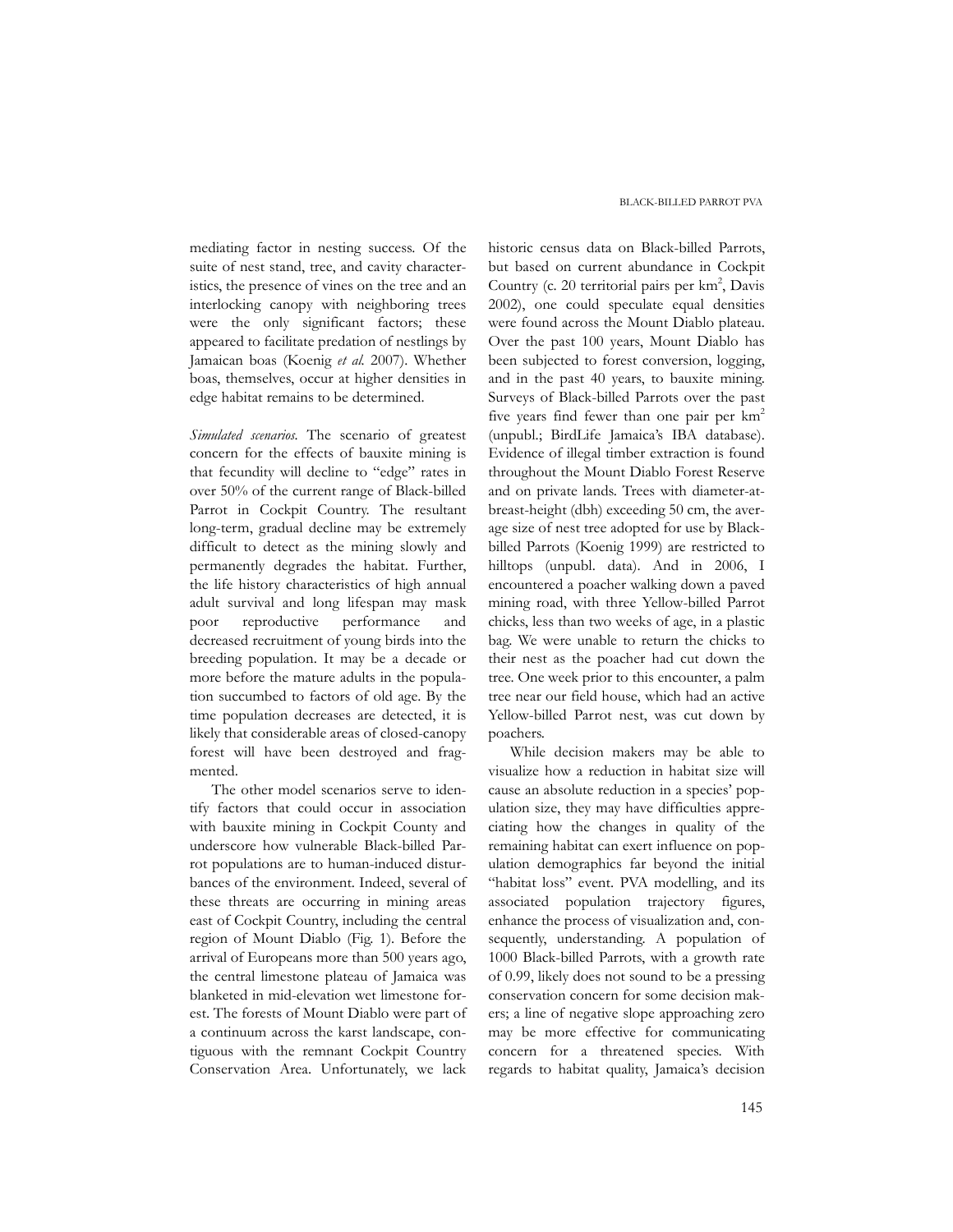mediating factor in nesting success. Of the suite of nest stand, tree, and cavity characteristics, the presence of vines on the tree and an interlocking canopy with neighboring trees were the only significant factors; these appeared to facilitate predation of nestlings by Jamaican boas (Koenig *et al.* 2007). Whether boas, themselves, occur at higher densities in edge habitat remains to be determined.

*Simulated scenarios.* The scenario of greatest concern for the effects of bauxite mining is that fecundity will decline to "edge" rates in over 50% of the current range of Black-billed Parrot in Cockpit Country. The resultant long-term, gradual decline may be extremely difficult to detect as the mining slowly and permanently degrades the habitat. Further, the life history characteristics of high annual adult survival and long lifespan may mask poor reproductive performance and decreased recruitment of young birds into the breeding population. It may be a decade or more before the mature adults in the population succumbed to factors of old age. By the time population decreases are detected, it is likely that considerable areas of closed-canopy forest will have been destroyed and fragmented.

The other model scenarios serve to identify factors that could occur in association with bauxite mining in Cockpit County and underscore how vulnerable Black-billed Parrot populations are to human-induced disturbances of the environment. Indeed, several of these threats are occurring in mining areas east of Cockpit Country, including the central region of Mount Diablo (Fig. 1). Before the arrival of Europeans more than 500 years ago, the central limestone plateau of Jamaica was blanketed in mid-elevation wet limestone forest. The forests of Mount Diablo were part of a continuum across the karst landscape, contiguous with the remnant Cockpit Country Conservation Area. Unfortunately, we lack historic census data on Black-billed Parrots, but based on current abundance in Cockpit Country (c. 20 territorial pairs per km$^2$, Davis 2002), one could speculate equal densities were found across the Mount Diablo plateau. Over the past 100 years, Mount Diablo has been subjected to forest conversion, logging, and in the past 40 years, to bauxite mining. Surveys of Black-billed Parrots over the past five years find fewer than one pair per km$^2$ (unpubl.; BirdLife Jamaica's IBA database). Evidence of illegal timber extraction is found throughout the Mount Diablo Forest Reserve and on private lands. Trees with diameter-at-breast-height (dbh) exceeding 50 cm, the average size of nest tree adopted for use by Black-billed Parrots (Koenig 1999) are restricted to hilltops (unpubl. data). And in 2006, I encountered a poacher walking down a paved mining road, with three Yellow-billed Parrot chicks, less than two weeks of age, in a plastic bag. We were unable to return the chicks to their nest as the poacher had cut down the tree. One week prior to this encounter, a palm tree near our field house, which had an active Yellow-billed Parrot nest, was cut down by poachers.

While decision makers may be able to visualize how a reduction in habitat size will cause an absolute reduction in a species' population size, they may have difficulties appreciating how the changes in quality of the remaining habitat can exert influence on population demographics far beyond the initial "habitat loss" event. PVA modelling, and its associated population trajectory figures, enhance the process of visualization and, consequently, understanding. A population of 1000 Black-billed Parrots, with a growth rate of 0.99, likely does not sound to be a pressing conservation concern for some decision makers; a line of negative slope approaching zero may be more effective for communicating concern for a threatened species. With regards to habitat quality, Jamaica's decision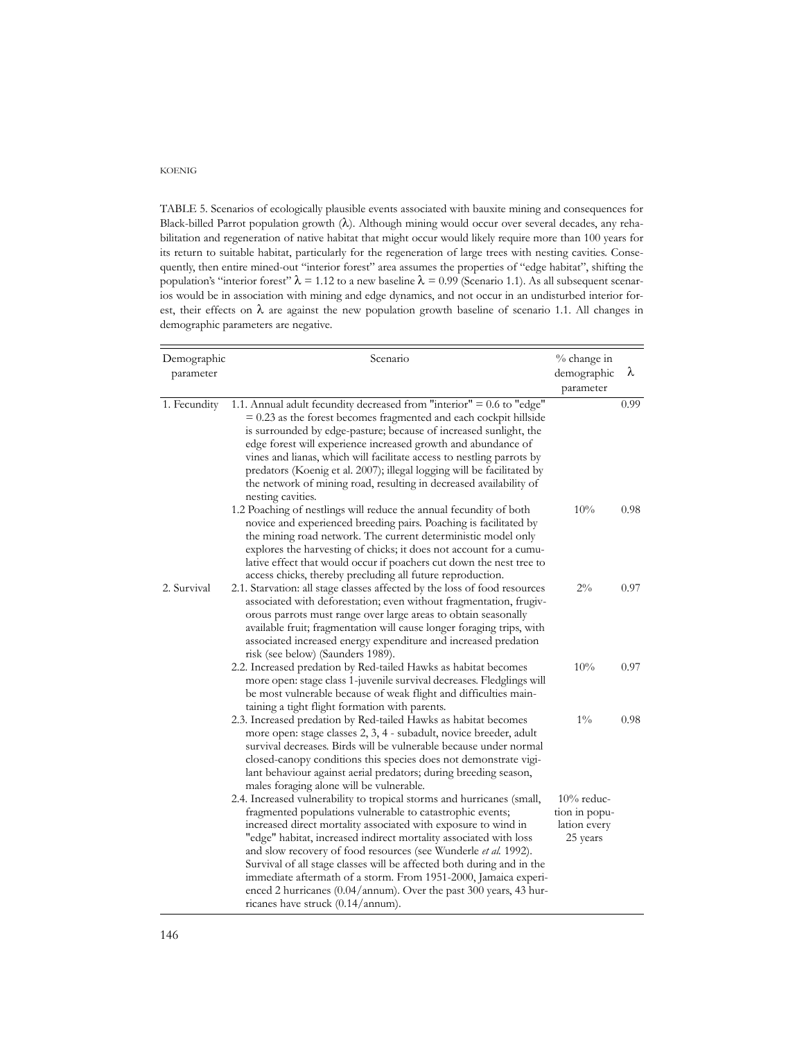TABLE 5. Scenarios of ecologically plausible events associated with bauxite mining and consequences for Black-billed Parrot population growth (λ). Although mining would occur over several decades, any rehabilitation and regeneration of native habitat that might occur would likely require more than 100 years for its return to suitable habitat, particularly for the regeneration of large trees with nesting cavities. Consequently, then entire mined-out "interior forest" area assumes the properties of "edge habitat", shifting the population's "interior forest" $\lambda = 1.12$ to a new baseline $\lambda = 0.99$ (Scenario 1.1). As all subsequent scenarios would be in association with mining and edge dynamics, and not occur in an undisturbed interior forest, their effects on λ are against the new population growth baseline of scenario 1.1. All changes in demographic parameters are negative.

| Demographic parameter | Scenario | % change in demographic parameter | λ |
|---|---|---|---|
| 1. Fecundity | 1.1. Annual adult fecundity decreased from "interior" = 0.6 to "edge" = 0.23 as the forest becomes fragmented and each cockpit hillside is surrounded by edge-pasture; because of increased sunlight, the edge forest will experience increased growth and abundance of vines and lianas, which will facilitate access to nestling parrots by predators (Koenig et al. 2007); illegal logging will be facilitated by the network of mining road, resulting in decreased availability of nesting cavities. | | 0.99 |
| | 1.2 Poaching of nestlings will reduce the annual fecundity of both novice and experienced breeding pairs. Poaching is facilitated by the mining road network. The current deterministic model only explores the harvesting of chicks; it does not account for a cumulative effect that would occur if poachers cut down the nest tree to access chicks, thereby precluding all future reproduction. | 10% | 0.98 |
| 2. Survival | 2.1. Starvation: all stage classes affected by the loss of food resources associated with deforestation; even without fragmentation, frugivorous parrots must range over large areas to obtain seasonally available fruit; fragmentation will cause longer foraging trips, with associated increased energy expenditure and increased predation risk (see below) (Saunders 1989). | 2% | 0.97 |
| | 2.2. Increased predation by Red-tailed Hawks as habitat becomes more open: stage class 1-juvenile survival decreases. Fledglings will be most vulnerable because of weak flight and difficulties maintaining a tight flight formation with parents. | 10% | 0.97 |
| | 2.3. Increased predation by Red-tailed Hawks as habitat becomes more open: stage classes 2, 3, 4 - subadult, novice breeder, adult survival decreases. Birds will be vulnerable because under normal closed-canopy conditions this species does not demonstrate vigilant behaviour against aerial predators; during breeding season, males foraging alone will be vulnerable. | 1% | 0.98 |
| | 2.4. Increased vulnerability to tropical storms and hurricanes (small, fragmented populations vulnerable to catastrophic events; increased direct mortality associated with exposure to wind in "edge" habitat, increased indirect mortality associated with loss and slow recovery of food resources (see Wunderle *et al.* 1992). Survival of all stage classes will be affected both during and in the immediate aftermath of a storm. From 1951-2000, Jamaica experienced 2 hurricanes (0.04/annum). Over the past 300 years, 43 hurricanes have struck (0.14/annum). | 10% reduction in population every 25 years | |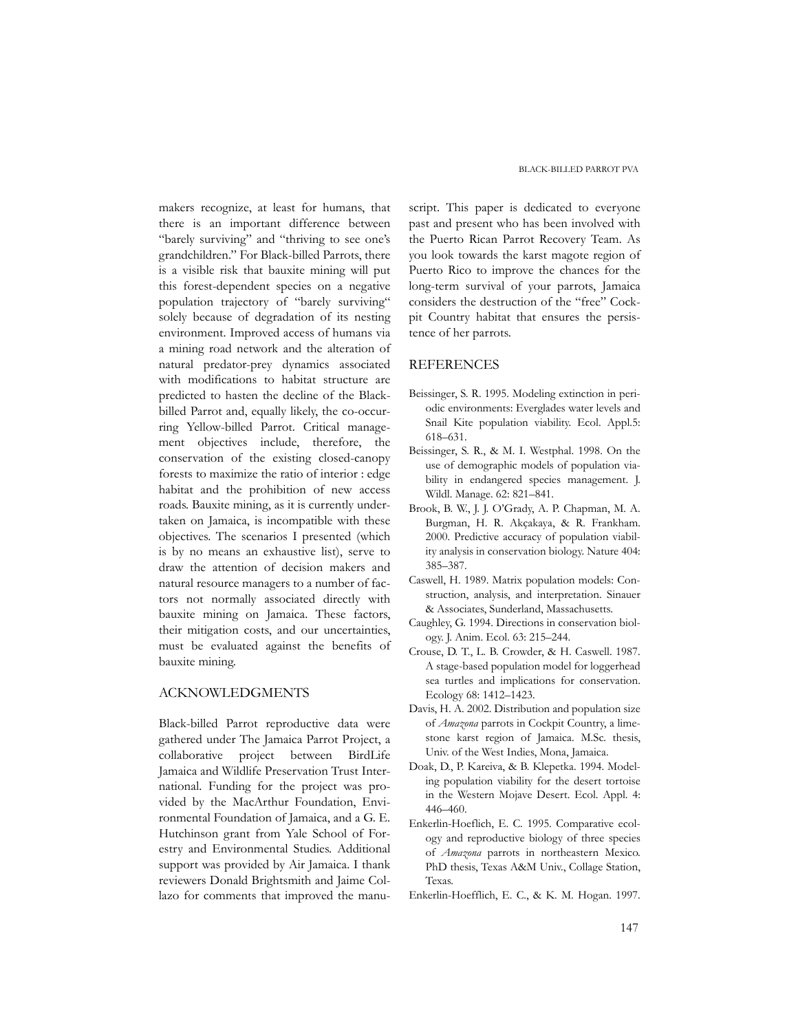makers recognize, at least for humans, that there is an important difference between "barely surviving" and "thriving to see one's grandchildren." For Black-billed Parrots, there is a visible risk that bauxite mining will put this forest-dependent species on a negative population trajectory of "barely surviving" solely because of degradation of its nesting environment. Improved access of humans via a mining road network and the alteration of natural predator-prey dynamics associated with modifications to habitat structure are predicted to hasten the decline of the Black-billed Parrot and, equally likely, the co-occurring Yellow-billed Parrot. Critical management objectives include, therefore, the conservation of the existing closed-canopy forests to maximize the ratio of interior : edge habitat and the prohibition of new access roads. Bauxite mining, as it is currently undertaken on Jamaica, is incompatible with these objectives. The scenarios I presented (which is by no means an exhaustive list), serve to draw the attention of decision makers and natural resource managers to a number of factors not normally associated directly with bauxite mining on Jamaica. These factors, their mitigation costs, and our uncertainties, must be evaluated against the benefits of bauxite mining.

## ACKNOWLEDGMENTS

Black-billed Parrot reproductive data were gathered under The Jamaica Parrot Project, a collaborative project between BirdLife Jamaica and Wildlife Preservation Trust International. Funding for the project was provided by the MacArthur Foundation, Environmental Foundation of Jamaica, and a G. E. Hutchinson grant from Yale School of Forestry and Environmental Studies. Additional support was provided by Air Jamaica. I thank reviewers Donald Brightsmith and Jaime Collazo for comments that improved the manuscript. This paper is dedicated to everyone past and present who has been involved with the Puerto Rican Parrot Recovery Team. As you look towards the karst magote region of Puerto Rico to improve the chances for the long-term survival of your parrots, Jamaica considers the destruction of the "free" Cockpit Country habitat that ensures the persistence of her parrots.

## REFERENCES

Beissinger, S. R. 1995. Modeling extinction in periodic environments: Everglades water levels and Snail Kite population viability. Ecol. Appl.5: 618–631.

Beissinger, S. R., & M. I. Westphal. 1998. On the use of demographic models of population viability in endangered species management. J. Wildl. Manage. 62: 821–841.

Brook, B. W., J. J. O'Grady, A. P. Chapman, M. A. Burgman, H. R. Akçakaya, & R. Frankham. 2000. Predictive accuracy of population viability analysis in conservation biology. Nature 404: 385–387.

Caswell, H. 1989. Matrix population models: Construction, analysis, and interpretation. Sinauer & Associates, Sunderland, Massachusetts.

Caughley, G. 1994. Directions in conservation biology. J. Anim. Ecol. 63: 215–244.

Crouse, D. T., L. B. Crowder, & H. Caswell. 1987. A stage-based population model for loggerhead sea turtles and implications for conservation. Ecology 68: 1412–1423.

Davis, H. A. 2002. Distribution and population size of *Amazona* parrots in Cockpit Country, a limestone karst region of Jamaica. M.Sc. thesis, Univ. of the West Indies, Mona, Jamaica.

Doak, D., P. Kareiva, & B. Klepetka. 1994. Modeling population viability for the desert tortoise in the Western Mojave Desert. Ecol. Appl. 4: 446–460.

Enkerlin-Hoeflich, E. C. 1995. Comparative ecology and reproductive biology of three species of *Amazona* parrots in northeastern Mexico. PhD thesis, Texas A&M Univ., Collage Station, Texas.

Enkerlin-Hoefflich, E. C., & K. M. Hogan. 1997.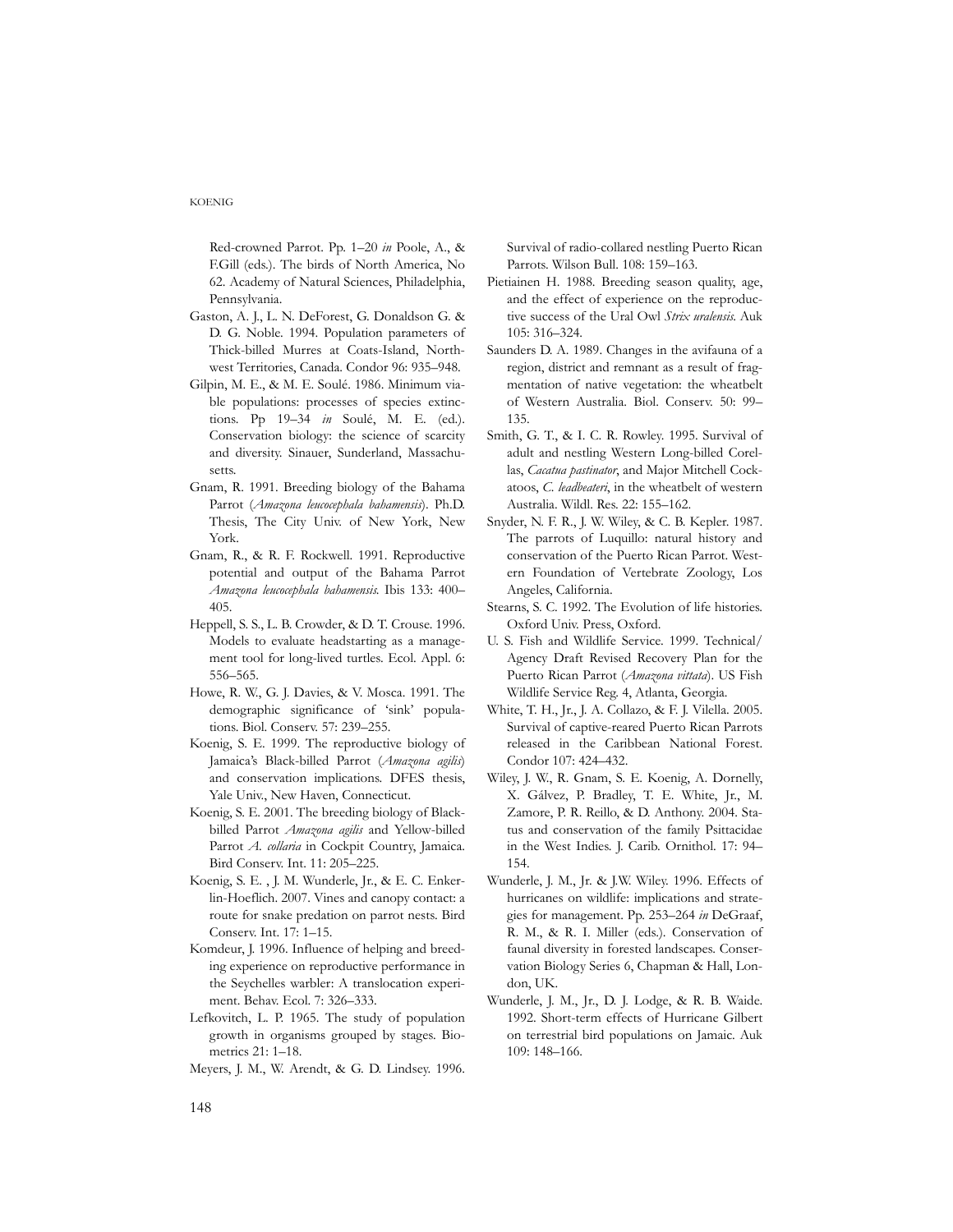Red-crowned Parrot. Pp. 1–20 *in* Poole, A., & F.Gill (eds.). The birds of North America, No 62. Academy of Natural Sciences, Philadelphia, Pennsylvania.

Gaston, A. J., L. N. DeForest, G. Donaldson G. & D. G. Noble. 1994. Population parameters of Thick-billed Murres at Coats-Island, Northwest Territories, Canada. Condor 96: 935–948.

Gilpin, M. E., & M. E. Soulé. 1986. Minimum viable populations: processes of species extinctions. Pp 19–34 *in* Soulé, M. E. (ed.). Conservation biology: the science of scarcity and diversity. Sinauer, Sunderland, Massachusetts.

Gnam, R. 1991. Breeding biology of the Bahama Parrot (*Amazona leucocephala bahamensis*). Ph.D. Thesis, The City Univ. of New York, New York.

Gnam, R., & R. F. Rockwell. 1991. Reproductive potential and output of the Bahama Parrot *Amazona leucocephala bahamensis.* Ibis 133: 400–405.

Heppell, S. S., L. B. Crowder, & D. T. Crouse. 1996. Models to evaluate headstarting as a management tool for long-lived turtles. Ecol. Appl. 6: 556–565.

Howe, R. W., G. J. Davies, & V. Mosca. 1991. The demographic significance of 'sink' populations. Biol. Conserv. 57: 239–255.

Koenig, S. E. 1999. The reproductive biology of Jamaica's Black-billed Parrot (*Amazona agilis*) and conservation implications. DFES thesis, Yale Univ., New Haven, Connecticut.

Koenig, S. E. 2001. The breeding biology of Black-billed Parrot *Amazona agilis* and Yellow-billed Parrot *A. collaria* in Cockpit Country, Jamaica. Bird Conserv. Int. 11: 205–225.

Koenig, S. E. , J. M. Wunderle, Jr., & E. C. Enkerlin-Hoeflich. 2007. Vines and canopy contact: a route for snake predation on parrot nests. Bird Conserv. Int. 17: 1–15.

Komdeur, J. 1996. Influence of helping and breeding experience on reproductive performance in the Seychelles warbler: A translocation experiment. Behav. Ecol. 7: 326–333.

Lefkovitch, L. P. 1965. The study of population growth in organisms grouped by stages. Biometrics 21: 1–18.

Meyers, J. M., W. Arendt, & G. D. Lindsey. 1996. Survival of radio-collared nestling Puerto Rican Parrots. Wilson Bull. 108: 159–163.

Pietiainen H. 1988. Breeding season quality, age, and the effect of experience on the reproductive success of the Ural Owl *Strix uralensis.* Auk 105: 316–324.

Saunders D. A. 1989. Changes in the avifauna of a region, district and remnant as a result of fragmentation of native vegetation: the wheatbelt of Western Australia. Biol. Conserv. 50: 99–135.

Smith, G. T., & I. C. R. Rowley. 1995. Survival of adult and nestling Western Long-billed Corellas, *Cacatua pastinator*, and Major Mitchell Cockatoos, *C. leadbeateri*, in the wheatbelt of western Australia. Wildl. Res. 22: 155–162.

Snyder, N. F. R., J. W. Wiley, & C. B. Kepler. 1987. The parrots of Luquillo: natural history and conservation of the Puerto Rican Parrot. Western Foundation of Vertebrate Zoology, Los Angeles, California.

Stearns, S. C. 1992. The Evolution of life histories. Oxford Univ. Press, Oxford.

U. S. Fish and Wildlife Service. 1999. Technical/Agency Draft Revised Recovery Plan for the Puerto Rican Parrot (*Amazona vittata*). US Fish Wildlife Service Reg. 4, Atlanta, Georgia.

White, T. H., Jr., J. A. Collazo, & F. J. Vilella. 2005. Survival of captive-reared Puerto Rican Parrots released in the Caribbean National Forest. Condor 107: 424–432.

Wiley, J. W., R. Gnam, S. E. Koenig, A. Dornelly, X. Gálvez, P. Bradley, T. E. White, Jr., M. Zamore, P. R. Reillo, & D. Anthony. 2004. Status and conservation of the family Psittacidae in the West Indies. J. Carib. Ornithol. 17: 94–154.

Wunderle, J. M., Jr. & J.W. Wiley. 1996. Effects of hurricanes on wildlife: implications and strategies for management. Pp. 253–264 *in* DeGraaf, R. M., & R. I. Miller (eds.). Conservation of faunal diversity in forested landscapes. Conservation Biology Series 6, Chapman & Hall, London, UK.

Wunderle, J. M., Jr., D. J. Lodge, & R. B. Waide. 1992. Short-term effects of Hurricane Gilbert on terrestrial bird populations on Jamaic. Auk 109: 148–166.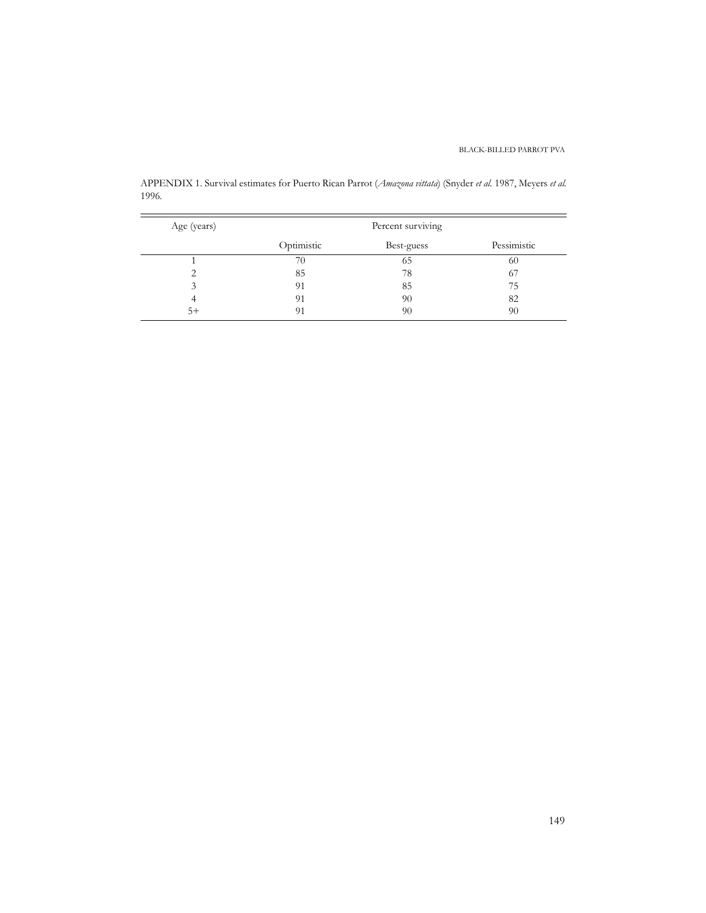APPENDIX 1. Survival estimates for Puerto Rican Parrot (*Amazona vittata*) (Snyder *et al.* 1987, Meyers *et al.* 1996.

| Age (years) | Percent surviving | | |
|---|---|---|---|
| | Optimistic | Best-guess | Pessimistic |
| 1 | 70 | 65 | 60 |
| 2 | 85 | 78 | 67 |
| 3 | 91 | 85 | 75 |
| 4 | 91 | 90 | 82 |
| 5+ | 91 | 90 | 90 |